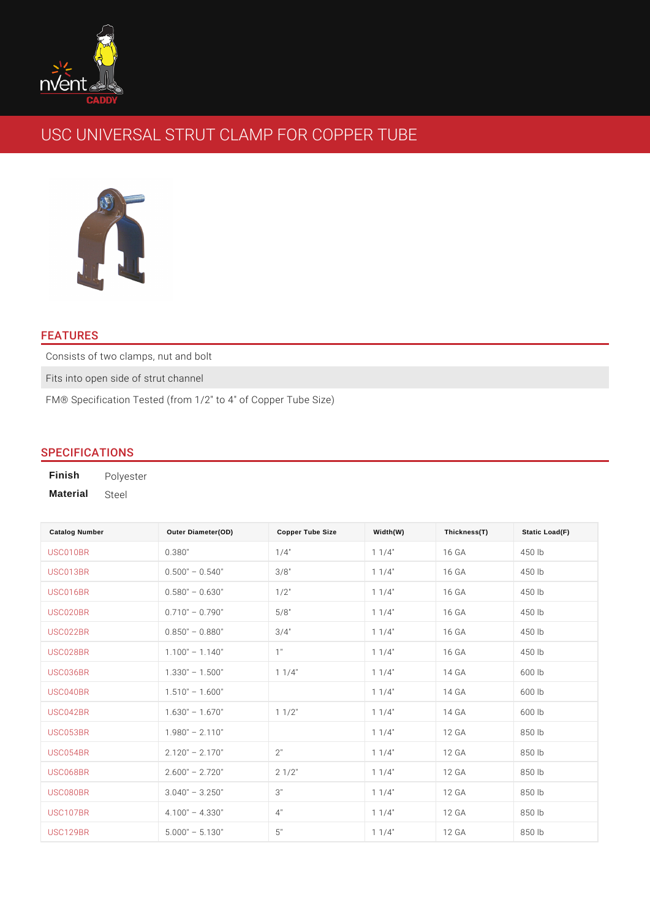# USC UNIVERSAL STRUT CLAMP FOR COPPER TUBE

## FEATURES

- Consists of two clamps, nut and bolt
- Fits into open side of strut channel
- FM® Specification Tested (from 1/2" to 4" of Copper Tube Size)

## SPECIFICATIONS

**Finish** Polyester

**Material** Steel

| Catalog Number | Outer Diameter(OD) | Copper Tube Size | Width(W) | Thickness(T) | Static Load(F) |
|---|---|---|---|---|---|
| USC010BR | 0.380" | 1/4" | 1 1/4" | 16 GA | 450 lb |
| USC013BR | 0.500" – 0.540" | 3/8" | 1 1/4" | 16 GA | 450 lb |
| USC016BR | 0.580" – 0.630" | 1/2" | 1 1/4" | 16 GA | 450 lb |
| USC020BR | 0.710" – 0.790" | 5/8" | 1 1/4" | 16 GA | 450 lb |
| USC022BR | 0.850" – 0.880" | 3/4" | 1 1/4" | 16 GA | 450 lb |
| USC028BR | 1.100" – 1.140" | 1" | 1 1/4" | 16 GA | 450 lb |
| USC036BR | 1.330" – 1.500" | 1 1/4" | 1 1/4" | 14 GA | 600 lb |
| USC040BR | 1.510" – 1.600" | | 1 1/4" | 14 GA | 600 lb |
| USC042BR | 1.630" – 1.670" | 1 1/2" | 1 1/4" | 14 GA | 600 lb |
| USC053BR | 1.980" – 2.110" | | 1 1/4" | 12 GA | 850 lb |
| USC054BR | 2.120" – 2.170" | 2" | 1 1/4" | 12 GA | 850 lb |
| USC068BR | 2.600" – 2.720" | 2 1/2" | 1 1/4" | 12 GA | 850 lb |
| USC080BR | 3.040" – 3.250" | 3" | 1 1/4" | 12 GA | 850 lb |
| USC107BR | 4.100" – 4.330" | 4" | 1 1/4" | 12 GA | 850 lb |
| USC129BR | 5.000" – 5.130" | 5" | 1 1/4" | 12 GA | 850 lb |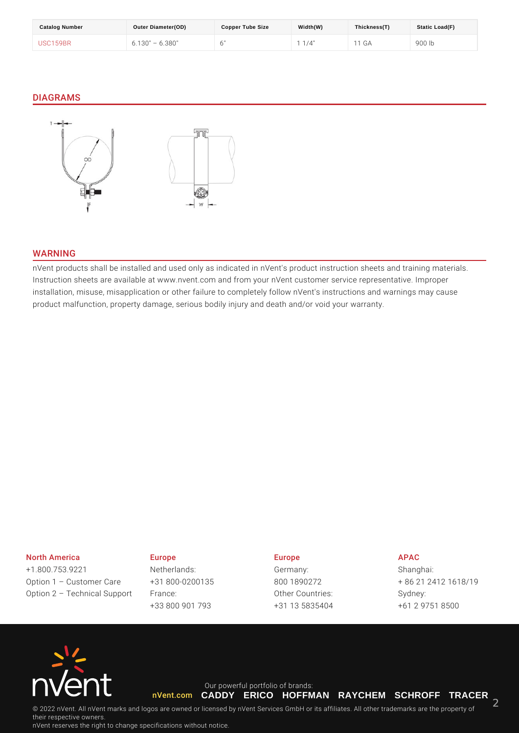| Catalog Number | Outer Diameter(OD) | Copper Tube Size | Width(W) | Thickness(T) | Static Load(F) |
| --- | --- | --- | --- | --- | --- |
| USC159BR | 6.130" – 6.380" | 6" | 1 1/4" | 11 GA | 900 lb |

## DIAGRAMS

T

OD

F

W

## WARNING

nVent products shall be installed and used only as indicated in nVent's product instruction sheets and training materials. Instruction sheets are available at www.nvent.com and from your nVent customer service representative. Improper installation, misuse, misapplication or other failure to completely follow nVent's instructions and warnings may cause product malfunction, property damage, serious bodily injury and death and/or void your warranty.

**North America**
+1.800.753.9221
Option 1 – Customer Care
Option 2 – Technical Support

**Europe**
Netherlands:
+31 800-0200135
France:
+33 800 901 793

**Europe**
Germany:
800 1890272
Other Countries:
+31 13 5835404

**APAC**
Shanghai:
+ 86 21 2412 1618/19
Sydney:
+61 2 9751 8500

Our powerful portfolio of brands:
nVent.com CADDY ERICO HOFFMAN RAYCHEM SCHROFF TRACER

© 2022 nVent. All nVent marks and logos are owned or licensed by nVent Services GmbH or its affiliates. All other trademarks are the property of their respective owners.
nVent reserves the right to change specifications without notice.